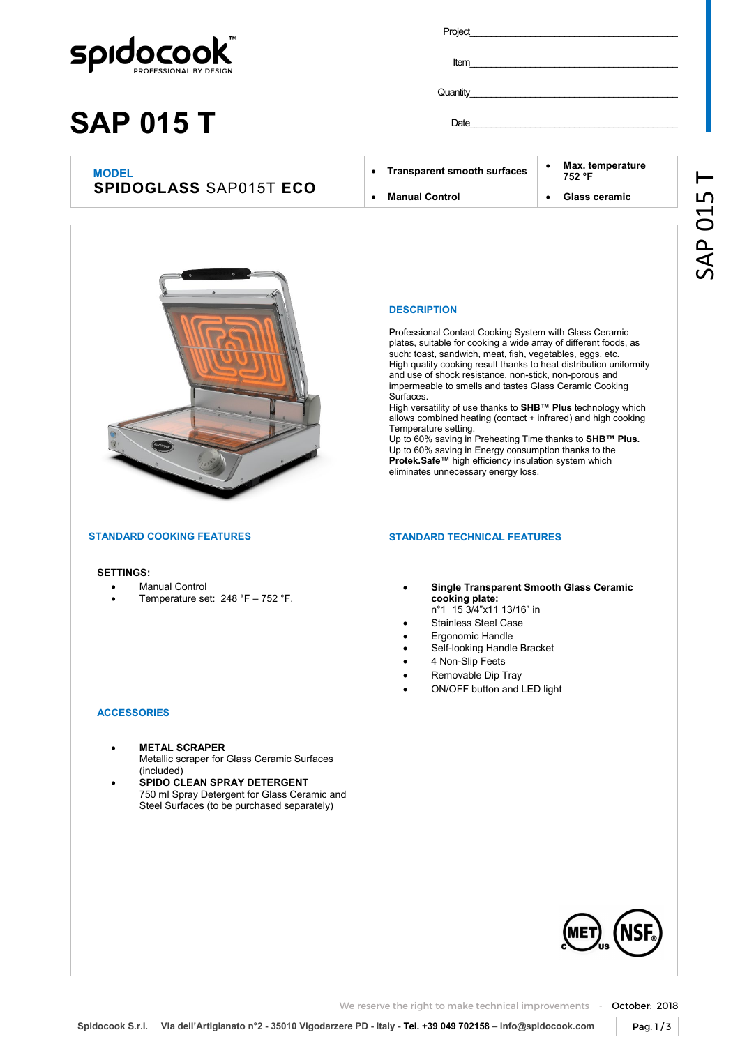spidocook™
PROFESSIONAL BY DESIGN

# SAP 015 T

Project\_\_\_\_\_\_\_\_\_\_\_\_\_\_\_\_\_\_\_\_\_\_\_\_\_\_\_\_\_\_\_\_

Item\_\_\_\_\_\_\_\_\_\_\_\_\_\_\_\_\_\_\_\_\_\_\_\_\_\_\_\_\_\_\_\_

Quantity\_\_\_\_\_\_\_\_\_\_\_\_\_\_\_\_\_\_\_\_\_\_\_\_\_\_\_\_\_\_\_\_

Date\_\_\_\_\_\_\_\_\_\_\_\_\_\_\_\_\_\_\_\_\_\_\_\_\_\_\_\_\_\_\_\_

| MODEL<br>**SPIDOGLASS** SAP015T **ECO** | • **Transparent smooth surfaces** | • **Max. temperature 752 °F** |
|---|---|---|
| | • **Manual Control** | • **Glass ceramic** |

## DESCRIPTION

Professional Contact Cooking System with Glass Ceramic plates, suitable for cooking a wide array of different foods, as such: toast, sandwich, meat, fish, vegetables, eggs, etc.
High quality cooking result thanks to heat distribution uniformity and use of shock resistance, non-stick, non-porous and impermeable to smells and tastes Glass Ceramic Cooking Surfaces.
High versatility of use thanks to **SHB™ Plus** technology which allows combined heating (contact + infrared) and high cooking Temperature setting.
Up to 60% saving in Preheating Time thanks to **SHB™ Plus.**
Up to 60% saving in Energy consumption thanks to the **Protek.Safe™** high efficiency insulation system which eliminates unnecessary energy loss.

## STANDARD COOKING FEATURES

**SETTINGS:**

- Manual Control
- Temperature set: 248 °F – 752 °F.

## STANDARD TECHNICAL FEATURES

- **Single Transparent Smooth Glass Ceramic cooking plate:**
  n°1 15 3/4"x11 13/16" in
- Stainless Steel Case
- Ergonomic Handle
- Self-looking Handle Bracket
- 4 Non-Slip Feets
- Removable Dip Tray
- ON/OFF button and LED light

## ACCESSORIES

- **METAL SCRAPER**
  Metallic scraper for Glass Ceramic Surfaces (included)
- **SPIDO CLEAN SPRAY DETERGENT**
  750 ml Spray Detergent for Glass Ceramic and Steel Surfaces (to be purchased separately)

We reserve the right to make technical improvements - October: 2018

Spidocook S.r.l. Via dell'Artigianato n°2 - 35010 Vigodarzere PD - Italy - **Tel. +39 049 702158 – info@spidocook.com**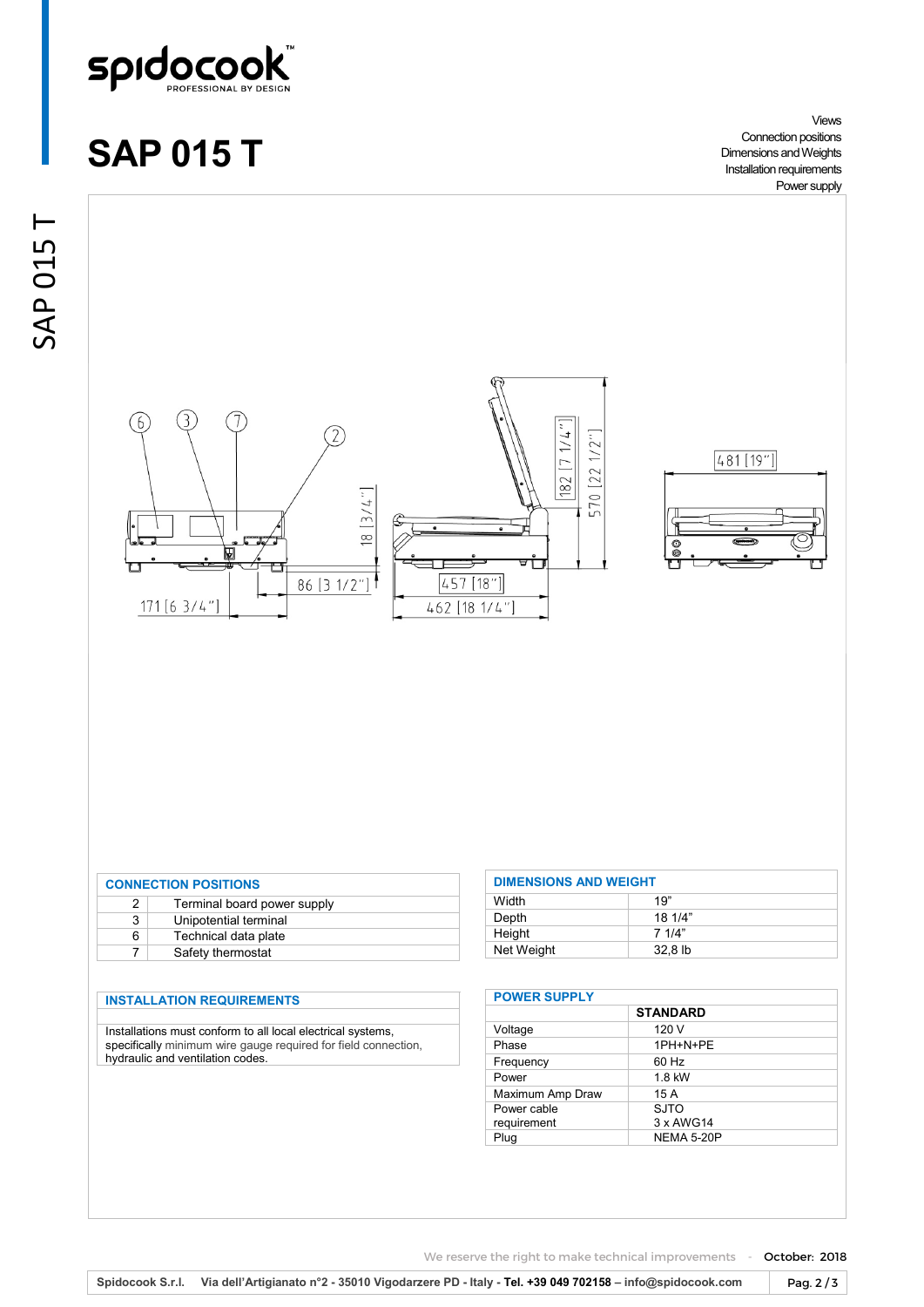# SAP 015 T

Views
Connection positions
Dimensions and Weights
Installation requirements
Power supply

171 [6 3/4"]
86 [3 1/2"]
18 [3/4"]
457 [18"]
462 [18 1/4"]
182 [7 1/4"]
570 [22 1/2"]
481 [19"]

## CONNECTION POSITIONS

| | |
|---|---|
| 2 | Terminal board power supply |
| 3 | Unipotential terminal |
| 6 | Technical data plate |
| 7 | Safety thermostat |

## DIMENSIONS AND WEIGHT

| | |
|---|---|
| Width | 19" |
| Depth | 18 1/4" |
| Height | 7 1/4" |
| Net Weight | 32,8 lb |

## INSTALLATION REQUIREMENTS

Installations must conform to all local electrical systems, specifically minimum wire gauge required for field connection, hydraulic and ventilation codes.

## POWER SUPPLY

| | STANDARD |
|---|---|
| Voltage | 120 V |
| Phase | 1PH+N+PE |
| Frequency | 60 Hz |
| Power | 1.8 kW |
| Maximum Amp Draw | 15 A |
| Power cable requirement | SJTO 3 x AWG14 |
| Plug | NEMA 5-20P |

We reserve the right to make technical improvements - October: 2018

Spidocook S.r.l. Via dell'Artigianato n°2 - 35010 Vigodarzere PD - Italy - Tel. +39 049 702158 – info@spidocook.com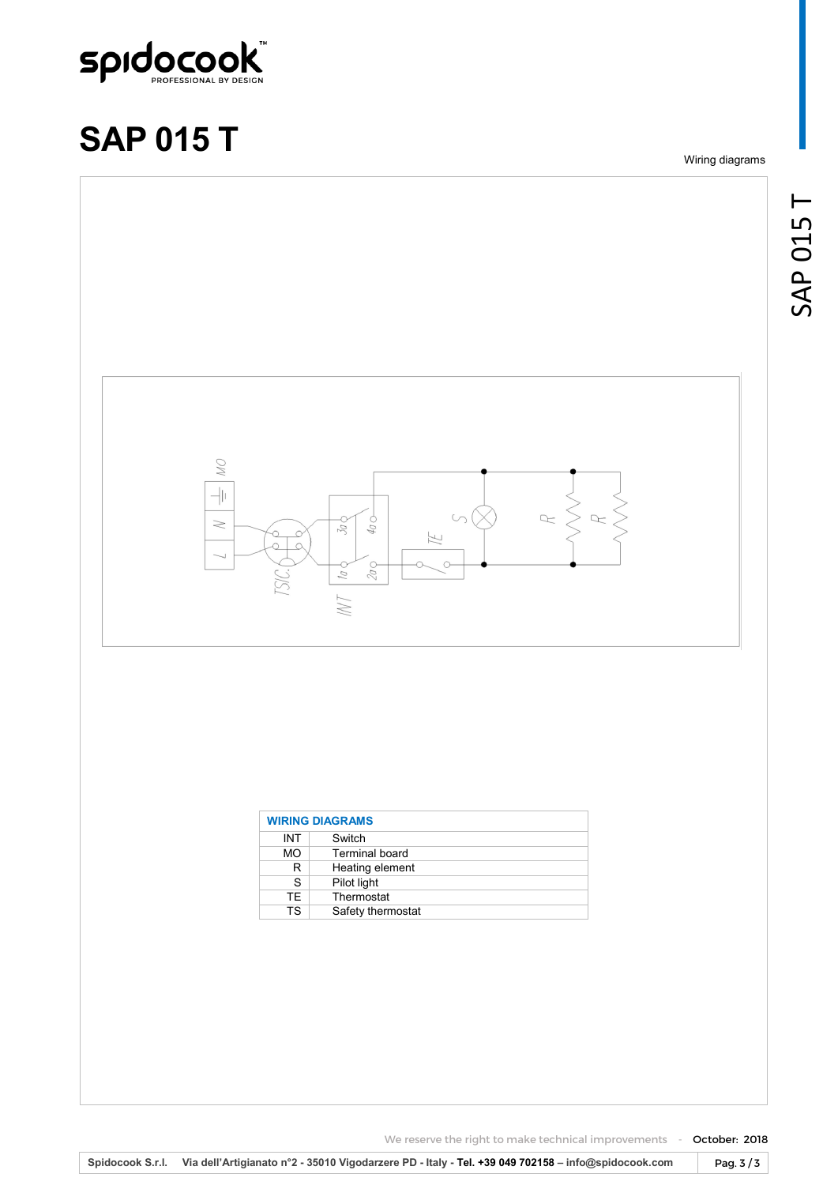# SAP 015 T

Wiring diagrams

MO

L N

TSIC.

INT

1o 2o 3o 4o

TE

S

R R

| WIRING DIAGRAMS | |
|---|---|
| INT | Switch |
| MO | Terminal board |
| R | Heating element |
| S | Pilot light |
| TE | Thermostat |
| TS | Safety thermostat |

We reserve the right to make technical improvements - October: 2018

Spidocook S.r.l. Via dell'Artigianato n°2 - 35010 Vigodarzere PD - Italy - Tel. +39 049 702158 – info@spidocook.com